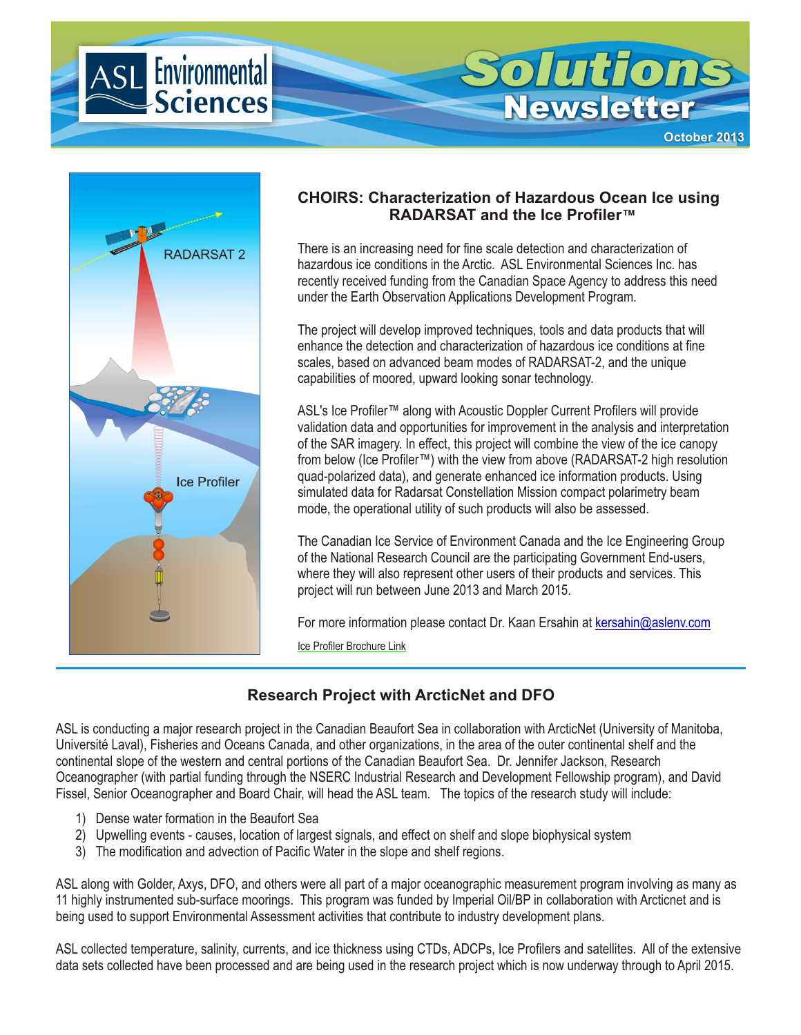# ASL Environmental Sciences — Solutions Newsletter

October 2013

## CHOIRS: Characterization of Hazardous Ocean Ice using RADARSAT and the Ice Profiler™

There is an increasing need for fine scale detection and characterization of hazardous ice conditions in the Arctic. ASL Environmental Sciences Inc. has recently received funding from the Canadian Space Agency to address this need under the Earth Observation Applications Development Program.

The project will develop improved techniques, tools and data products that will enhance the detection and characterization of hazardous ice conditions at fine scales, based on advanced beam modes of RADARSAT-2, and the unique capabilities of moored, upward looking sonar technology.

ASL's Ice Profiler™ along with Acoustic Doppler Current Profilers will provide validation data and opportunities for improvement in the analysis and interpretation of the SAR imagery. In effect, this project will combine the view of the ice canopy from below (Ice Profiler™) with the view from above (RADARSAT-2 high resolution quad-polarized data), and generate enhanced ice information products. Using simulated data for Radarsat Constellation Mission compact polarimetry beam mode, the operational utility of such products will also be assessed.

The Canadian Ice Service of Environment Canada and the Ice Engineering Group of the National Research Council are the participating Government End-users, where they will also represent other users of their products and services. This project will run between June 2013 and March 2015.

For more information please contact Dr. Kaan Ersahin at kersahin@aslenv.com

Ice Profiler Brochure Link

## Research Project with ArcticNet and DFO

ASL is conducting a major research project in the Canadian Beaufort Sea in collaboration with ArcticNet (University of Manitoba, Université Laval), Fisheries and Oceans Canada, and other organizations, in the area of the outer continental shelf and the continental slope of the western and central portions of the Canadian Beaufort Sea. Dr. Jennifer Jackson, Research Oceanographer (with partial funding through the NSERC Industrial Research and Development Fellowship program), and David Fissel, Senior Oceanographer and Board Chair, will head the ASL team. The topics of the research study will include:

1) Dense water formation in the Beaufort Sea
2) Upwelling events - causes, location of largest signals, and effect on shelf and slope biophysical system
3) The modification and advection of Pacific Water in the slope and shelf regions.

ASL along with Golder, Axys, DFO, and others were all part of a major oceanographic measurement program involving as many as 11 highly instrumented sub-surface moorings. This program was funded by Imperial Oil/BP in collaboration with Arcticnet and is being used to support Environmental Assessment activities that contribute to industry development plans.

ASL collected temperature, salinity, currents, and ice thickness using CTDs, ADCPs, Ice Profilers and satellites. All of the extensive data sets collected have been processed and are being used in the research project which is now underway through to April 2015.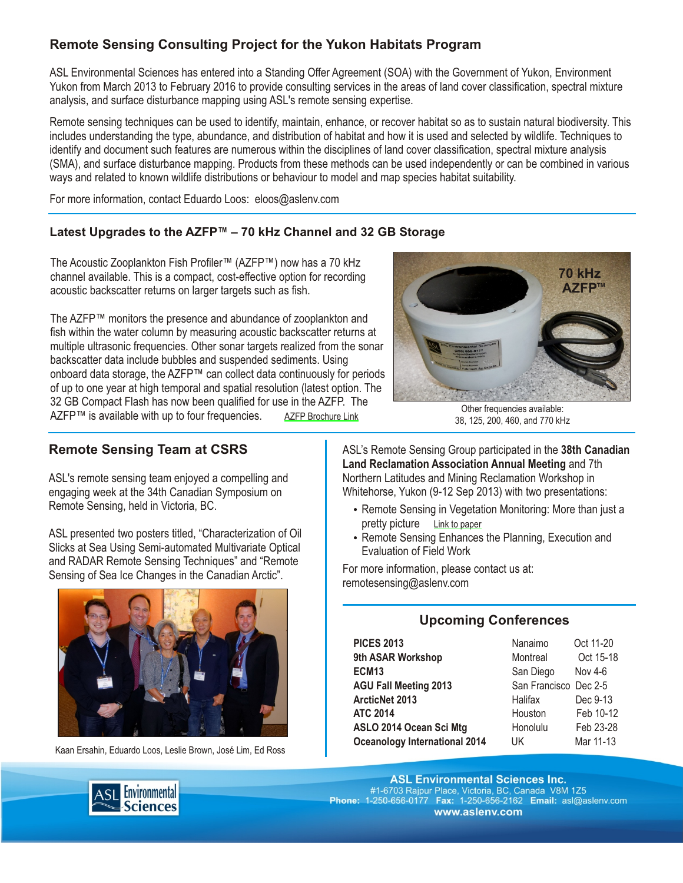## Remote Sensing Consulting Project for the Yukon Habitats Program

ASL Environmental Sciences has entered into a Standing Offer Agreement (SOA) with the Government of Yukon, Environment Yukon from March 2013 to February 2016 to provide consulting services in the areas of land cover classification, spectral mixture analysis, and surface disturbance mapping using ASL's remote sensing expertise.

Remote sensing techniques can be used to identify, maintain, enhance, or recover habitat so as to sustain natural biodiversity. This includes understanding the type, abundance, and distribution of habitat and how it is used and selected by wildlife. Techniques to identify and document such features are numerous within the disciplines of land cover classification, spectral mixture analysis (SMA), and surface disturbance mapping. Products from these methods can be used independently or can be combined in various ways and related to known wildlife distributions or behaviour to model and map species habitat suitability.

For more information, contact Eduardo Loos: eloos@aslenv.com

## Latest Upgrades to the AZFP™ – 70 kHz Channel and 32 GB Storage

The Acoustic Zooplankton Fish Profiler™ (AZFP™) now has a 70 kHz channel available. This is a compact, cost-effective option for recording acoustic backscatter returns on larger targets such as fish.

The AZFP™ monitors the presence and abundance of zooplankton and fish within the water column by measuring acoustic backscatter returns at multiple ultrasonic frequencies. Other sonar targets realized from the sonar backscatter data include bubbles and suspended sediments. Using onboard data storage, the AZFP™ can collect data continuously for periods of up to one year at high temporal and spatial resolution (latest option. The 32 GB Compact Flash has now been qualified for use in the AZFP. The AZFP™ is available with up to four frequencies. AZFP Brochure Link

70 kHz AZFP™

Other frequencies available: 38, 125, 200, 460, and 770 kHz

## Remote Sensing Team at CSRS

ASL's remote sensing team enjoyed a compelling and engaging week at the 34th Canadian Symposium on Remote Sensing, held in Victoria, BC.

ASL presented two posters titled, "Characterization of Oil Slicks at Sea Using Semi-automated Multivariate Optical and RADAR Remote Sensing Techniques" and "Remote Sensing of Sea Ice Changes in the Canadian Arctic".

Kaan Ersahin, Eduardo Loos, Leslie Brown, José Lim, Ed Ross

ASL's Remote Sensing Group participated in the **38th Canadian Land Reclamation Association Annual Meeting** and 7th Northern Latitudes and Mining Reclamation Workshop in Whitehorse, Yukon (9-12 Sep 2013) with two presentations:

- Remote Sensing in Vegetation Monitoring: More than just a pretty picture Link to paper
- Remote Sensing Enhances the Planning, Execution and Evaluation of Field Work

For more information, please contact us at: remotesensing@aslenv.com

## Upcoming Conferences

| | | |
|---|---|---|
| **PICES 2013** | Nanaimo | Oct 11-20 |
| **9th ASAR Workshop** | Montreal | Oct 15-18 |
| **ECM13** | San Diego | Nov 4-6 |
| **AGU Fall Meeting 2013** | San Francisco | Dec 2-5 |
| **ArcticNet 2013** | Halifax | Dec 9-13 |
| **ATC 2014** | Houston | Feb 10-12 |
| **ASLO 2014 Ocean Sci Mtg** | Honolulu | Feb 23-28 |
| **Oceanology International 2014** | UK | Mar 11-13 |

**ASL Environmental Sciences Inc.**
#1-6703 Rajpur Place, Victoria, BC, Canada V8M 1Z5
**Phone:** 1-250-656-0177 **Fax:** 1-250-656-2162 **Email:** asl@aslenv.com
**www.aslenv.com**